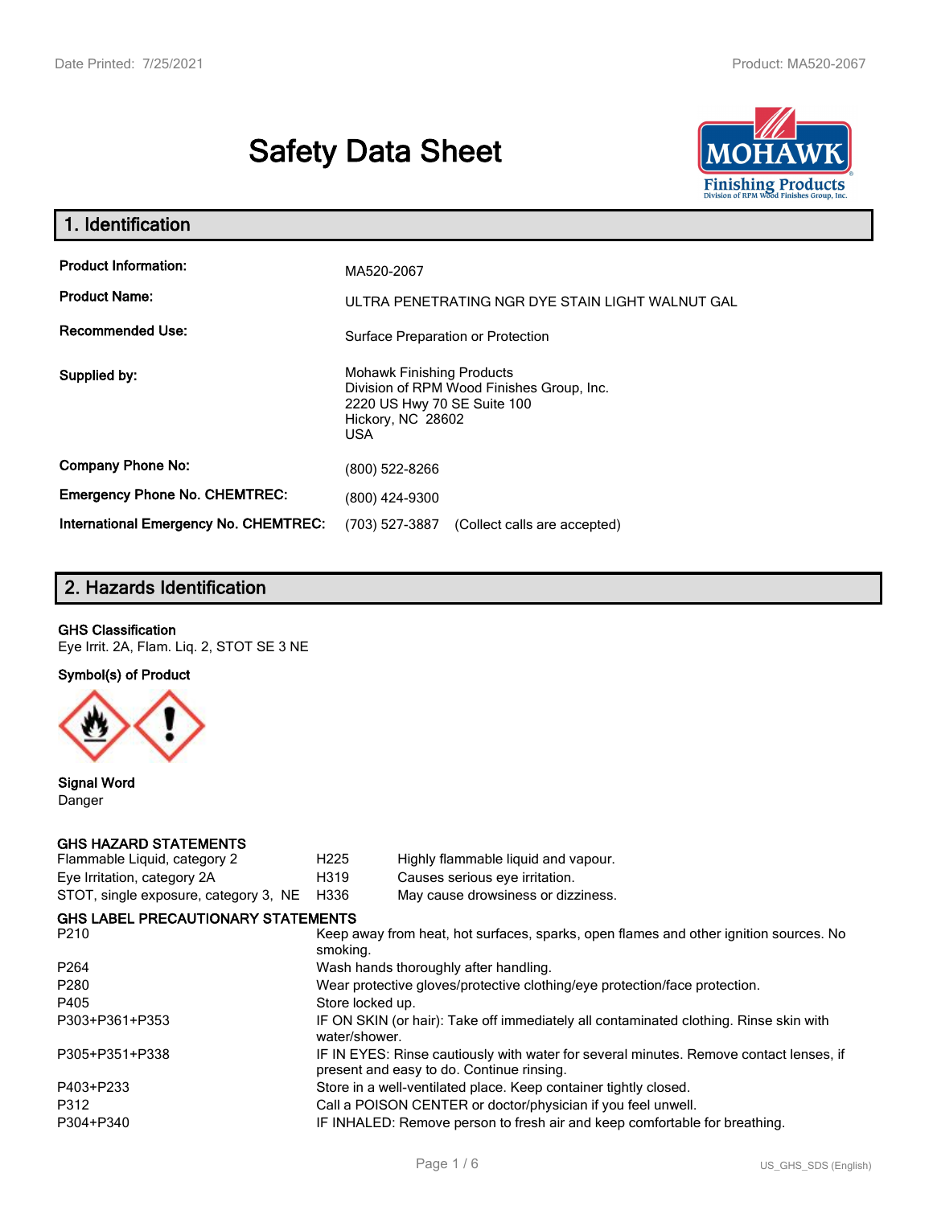# Safety Data Sheet

## 1. Identification

| | |
|---|---|
| **Product Information:** | MA520-2067 |
| **Product Name:** | ULTRA PENETRATING NGR DYE STAIN LIGHT WALNUT GAL |
| **Recommended Use:** | Surface Preparation or Protection |
| **Supplied by:** | Mohawk Finishing Products<br>Division of RPM Wood Finishes Group, Inc.<br>2220 US Hwy 70 SE Suite 100<br>Hickory, NC 28602<br>USA |
| **Company Phone No:** | (800) 522-8266 |
| **Emergency Phone No. CHEMTREC:** | (800) 424-9300 |
| **International Emergency No. CHEMTREC:** | (703) 527-3887 (Collect calls are accepted) |

## 2. Hazards Identification

**GHS Classification**

Eye Irrit. 2A, Flam. Liq. 2, STOT SE 3 NE

**Symbol(s) of Product**

**Signal Word**

Danger

**GHS HAZARD STATEMENTS**

| | | |
|---|---|---|
| Flammable Liquid, category 2 | H225 | Highly flammable liquid and vapour. |
| Eye Irritation, category 2A | H319 | Causes serious eye irritation. |
| STOT, single exposure, category 3, NE | H336 | May cause drowsiness or dizziness. |

**GHS LABEL PRECAUTIONARY STATEMENTS**

| | |
|---|---|
| P210 | Keep away from heat, hot surfaces, sparks, open flames and other ignition sources. No smoking. |
| P264 | Wash hands thoroughly after handling. |
| P280 | Wear protective gloves/protective clothing/eye protection/face protection. |
| P405 | Store locked up. |
| P303+P361+P353 | IF ON SKIN (or hair): Take off immediately all contaminated clothing. Rinse skin with water/shower. |
| P305+P351+P338 | IF IN EYES: Rinse cautiously with water for several minutes. Remove contact lenses, if present and easy to do. Continue rinsing. |
| P403+P233 | Store in a well-ventilated place. Keep container tightly closed. |
| P312 | Call a POISON CENTER or doctor/physician if you feel unwell. |
| P304+P340 | IF INHALED: Remove person to fresh air and keep comfortable for breathing. |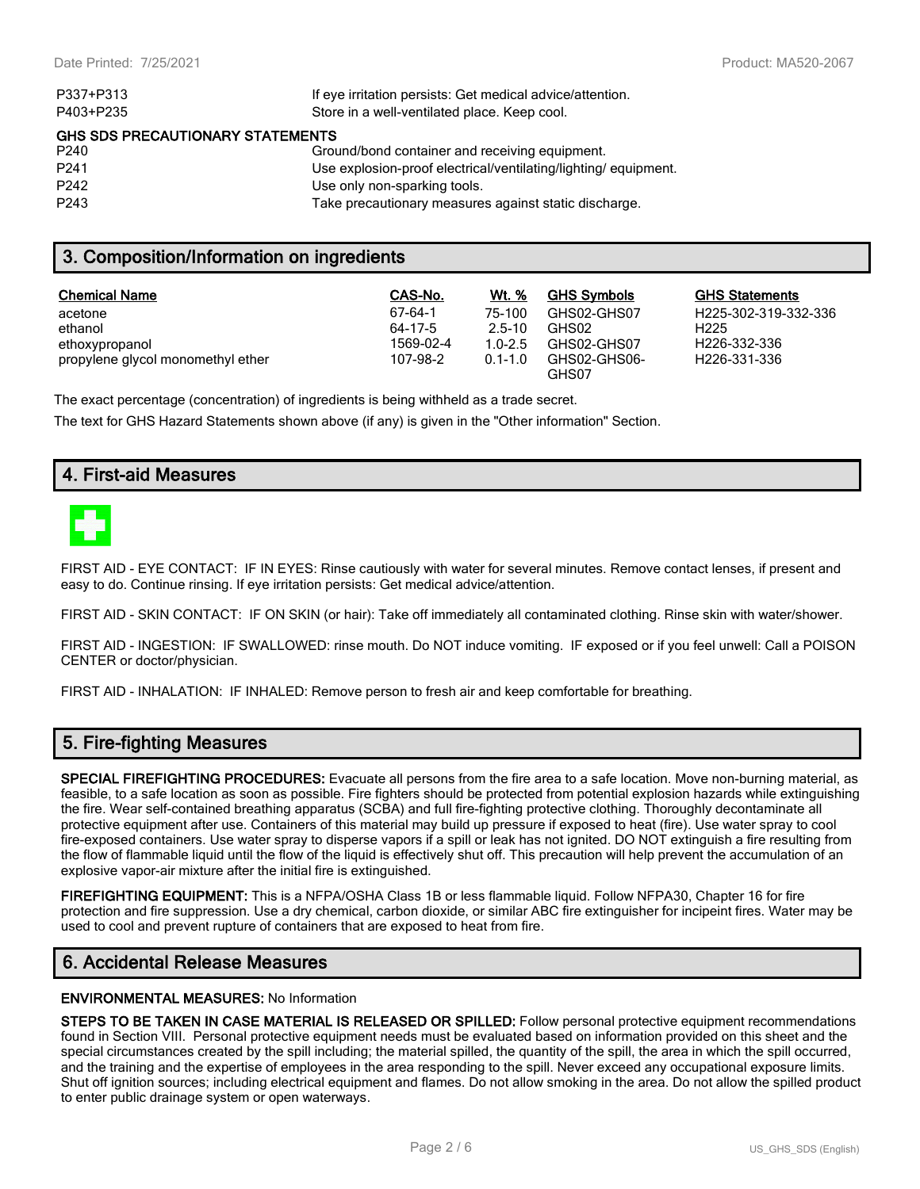| | |
|---|---|
| P337+P313 | If eye irritation persists: Get medical advice/attention. |
| P403+P235 | Store in a well-ventilated place. Keep cool. |

**GHS SDS PRECAUTIONARY STATEMENTS**

| | |
|---|---|
| P240 | Ground/bond container and receiving equipment. |
| P241 | Use explosion-proof electrical/ventilating/lighting/ equipment. |
| P242 | Use only non-sparking tools. |
| P243 | Take precautionary measures against static discharge. |

## 3. Composition/Information on ingredients

| Chemical Name | CAS-No. | Wt. % | GHS Symbols | GHS Statements |
|---|---|---|---|---|
| acetone | 67-64-1 | 75-100 | GHS02-GHS07 | H225-302-319-332-336 |
| ethanol | 64-17-5 | 2.5-10 | GHS02 | H225 |
| ethoxypropanol | 1569-02-4 | 1.0-2.5 | GHS02-GHS07 | H226-332-336 |
| propylene glycol monomethyl ether | 107-98-2 | 0.1-1.0 | GHS02-GHS06-GHS07 | H226-331-336 |

The exact percentage (concentration) of ingredients is being withheld as a trade secret.

The text for GHS Hazard Statements shown above (if any) is given in the "Other information" Section.

## 4. First-aid Measures

FIRST AID - EYE CONTACT: IF IN EYES: Rinse cautiously with water for several minutes. Remove contact lenses, if present and easy to do. Continue rinsing. If eye irritation persists: Get medical advice/attention.

FIRST AID - SKIN CONTACT: IF ON SKIN (or hair): Take off immediately all contaminated clothing. Rinse skin with water/shower.

FIRST AID - INGESTION: IF SWALLOWED: rinse mouth. Do NOT induce vomiting. IF exposed or if you feel unwell: Call a POISON CENTER or doctor/physician.

FIRST AID - INHALATION: IF INHALED: Remove person to fresh air and keep comfortable for breathing.

## 5. Fire-fighting Measures

**SPECIAL FIREFIGHTING PROCEDURES:** Evacuate all persons from the fire area to a safe location. Move non-burning material, as feasible, to a safe location as soon as possible. Fire fighters should be protected from potential explosion hazards while extinguishing the fire. Wear self-contained breathing apparatus (SCBA) and full fire-fighting protective clothing. Thoroughly decontaminate all protective equipment after use. Containers of this material may build up pressure if exposed to heat (fire). Use water spray to cool fire-exposed containers. Use water spray to disperse vapors if a spill or leak has not ignited. DO NOT extinguish a fire resulting from the flow of flammable liquid until the flow of the liquid is effectively shut off. This precaution will help prevent the accumulation of an explosive vapor-air mixture after the initial fire is extinguished.

**FIREFIGHTING EQUIPMENT:** This is a NFPA/OSHA Class 1B or less flammable liquid. Follow NFPA30, Chapter 16 for fire protection and fire suppression. Use a dry chemical, carbon dioxide, or similar ABC fire extinguisher for incipeint fires. Water may be used to cool and prevent rupture of containers that are exposed to heat from fire.

## 6. Accidental Release Measures

**ENVIRONMENTAL MEASURES:** No Information

**STEPS TO BE TAKEN IN CASE MATERIAL IS RELEASED OR SPILLED:** Follow personal protective equipment recommendations found in Section VIII. Personal protective equipment needs must be evaluated based on information provided on this sheet and the special circumstances created by the spill including; the material spilled, the quantity of the spill, the area in which the spill occurred, and the training and the expertise of employees in the area responding to the spill. Never exceed any occupational exposure limits. Shut off ignition sources; including electrical equipment and flames. Do not allow smoking in the area. Do not allow the spilled product to enter public drainage system or open waterways.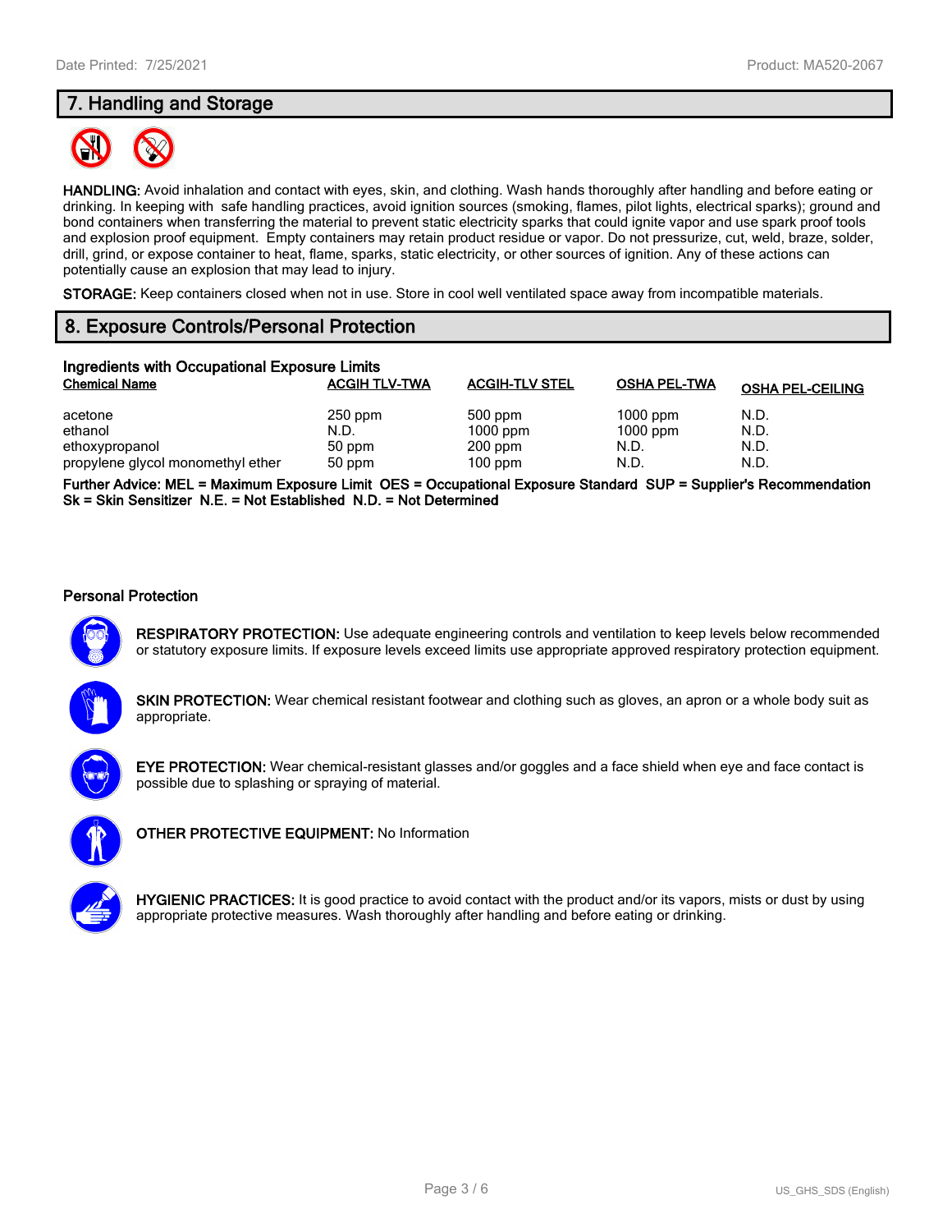## 7. Handling and Storage

**HANDLING:** Avoid inhalation and contact with eyes, skin, and clothing. Wash hands thoroughly after handling and before eating or drinking. In keeping with safe handling practices, avoid ignition sources (smoking, flames, pilot lights, electrical sparks); ground and bond containers when transferring the material to prevent static electricity sparks that could ignite vapor and use spark proof tools and explosion proof equipment. Empty containers may retain product residue or vapor. Do not pressurize, cut, weld, braze, solder, drill, grind, or expose container to heat, flame, sparks, static electricity, or other sources of ignition. Any of these actions can potentially cause an explosion that may lead to injury.

**STORAGE:** Keep containers closed when not in use. Store in cool well ventilated space away from incompatible materials.

## 8. Exposure Controls/Personal Protection

### Ingredients with Occupational Exposure Limits

| Chemical Name | ACGIH TLV-TWA | ACGIH-TLV STEL | OSHA PEL-TWA | OSHA PEL-CEILING |
|---|---|---|---|---|
| acetone | 250 ppm | 500 ppm | 1000 ppm | N.D. |
| ethanol | N.D. | 1000 ppm | 1000 ppm | N.D. |
| ethoxypropanol | 50 ppm | 200 ppm | N.D. | N.D. |
| propylene glycol monomethyl ether | 50 ppm | 100 ppm | N.D. | N.D. |

**Further Advice: MEL = Maximum Exposure Limit OES = Occupational Exposure Standard SUP = Supplier's Recommendation Sk = Skin Sensitizer N.E. = Not Established N.D. = Not Determined**

### Personal Protection

**RESPIRATORY PROTECTION:** Use adequate engineering controls and ventilation to keep levels below recommended or statutory exposure limits. If exposure levels exceed limits use appropriate approved respiratory protection equipment.

**SKIN PROTECTION:** Wear chemical resistant footwear and clothing such as gloves, an apron or a whole body suit as appropriate.

**EYE PROTECTION:** Wear chemical-resistant glasses and/or goggles and a face shield when eye and face contact is possible due to splashing or spraying of material.

**OTHER PROTECTIVE EQUIPMENT:** No Information

**HYGIENIC PRACTICES:** It is good practice to avoid contact with the product and/or its vapors, mists or dust by using appropriate protective measures. Wash thoroughly after handling and before eating or drinking.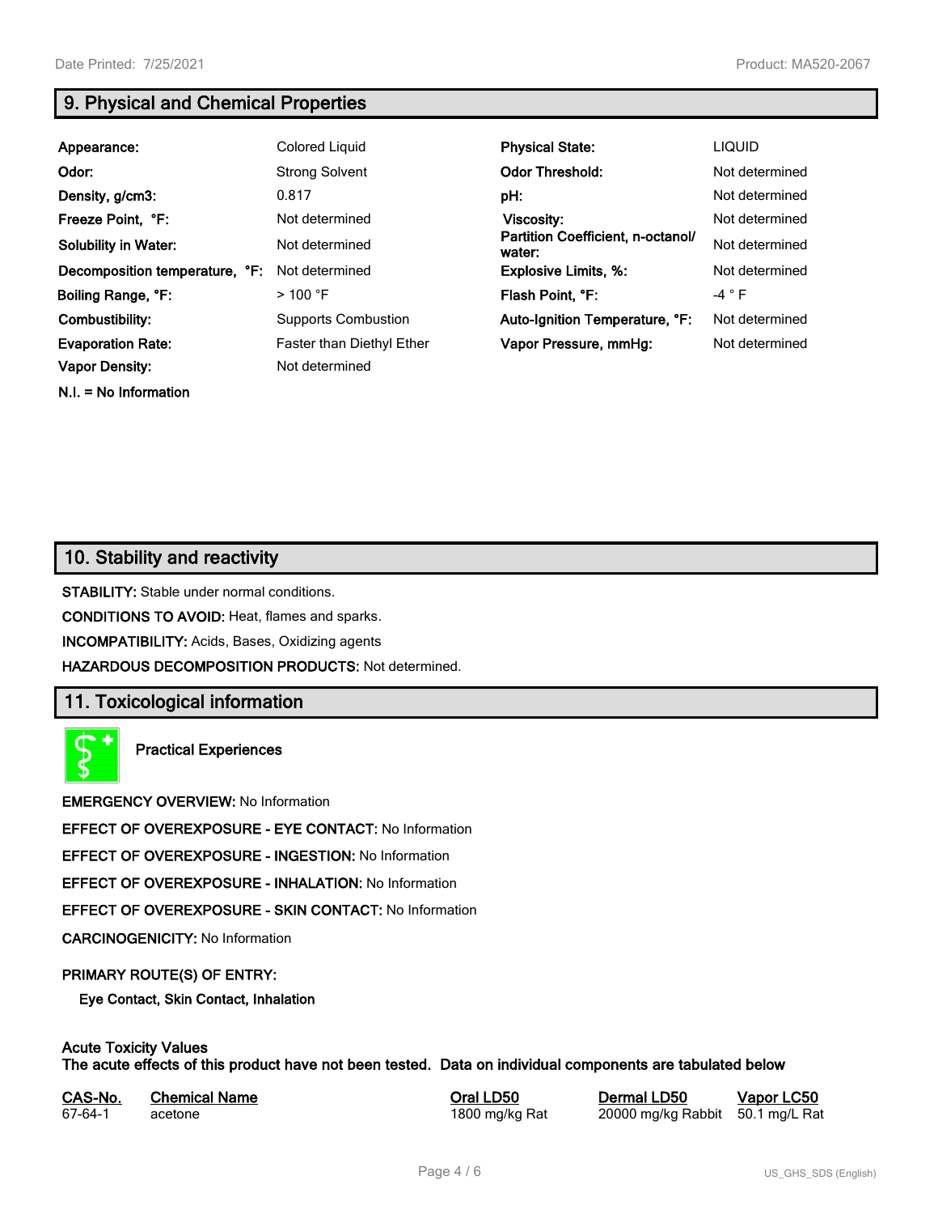## 9. Physical and Chemical Properties

| | | | |
|---|---|---|---|
| **Appearance:** | Colored Liquid | **Physical State:** | LIQUID |
| **Odor:** | Strong Solvent | **Odor Threshold:** | Not determined |
| **Density, g/cm3:** | 0.817 | **pH:** | Not determined |
| **Freeze Point, °F:** | Not determined | **Viscosity:** | Not determined |
| **Solubility in Water:** | Not determined | **Partition Coefficient, n-octanol/ water:** | Not determined |
| **Decomposition temperature, °F:** | Not determined | **Explosive Limits, %:** | Not determined |
| **Boiling Range, °F:** | > 100 °F | **Flash Point, °F:** | -4 ° F |
| **Combustibility:** | Supports Combustion | **Auto-Ignition Temperature, °F:** | Not determined |
| **Evaporation Rate:** | Faster than Diethyl Ether | **Vapor Pressure, mmHg:** | Not determined |
| **Vapor Density:** | Not determined | | |

**N.I. = No Information**

## 10. Stability and reactivity

**STABILITY:** Stable under normal conditions.

**CONDITIONS TO AVOID:** Heat, flames and sparks.

**INCOMPATIBILITY:** Acids, Bases, Oxidizing agents

**HAZARDOUS DECOMPOSITION PRODUCTS:** Not determined.

## 11. Toxicological information

**Practical Experiences**

**EMERGENCY OVERVIEW:** No Information

**EFFECT OF OVEREXPOSURE - EYE CONTACT:** No Information

**EFFECT OF OVEREXPOSURE - INGESTION:** No Information

**EFFECT OF OVEREXPOSURE - INHALATION:** No Information

**EFFECT OF OVEREXPOSURE - SKIN CONTACT:** No Information

**CARCINOGENICITY:** No Information

**PRIMARY ROUTE(S) OF ENTRY:**

**Eye Contact, Skin Contact, Inhalation**

**Acute Toxicity Values**
**The acute effects of this product have not been tested. Data on individual components are tabulated below**

| CAS-No. | Chemical Name | Oral LD50 | Dermal LD50 | Vapor LC50 |
|---|---|---|---|---|
| 67-64-1 | acetone | 1800 mg/kg Rat | 20000 mg/kg Rabbit | 50.1 mg/L Rat |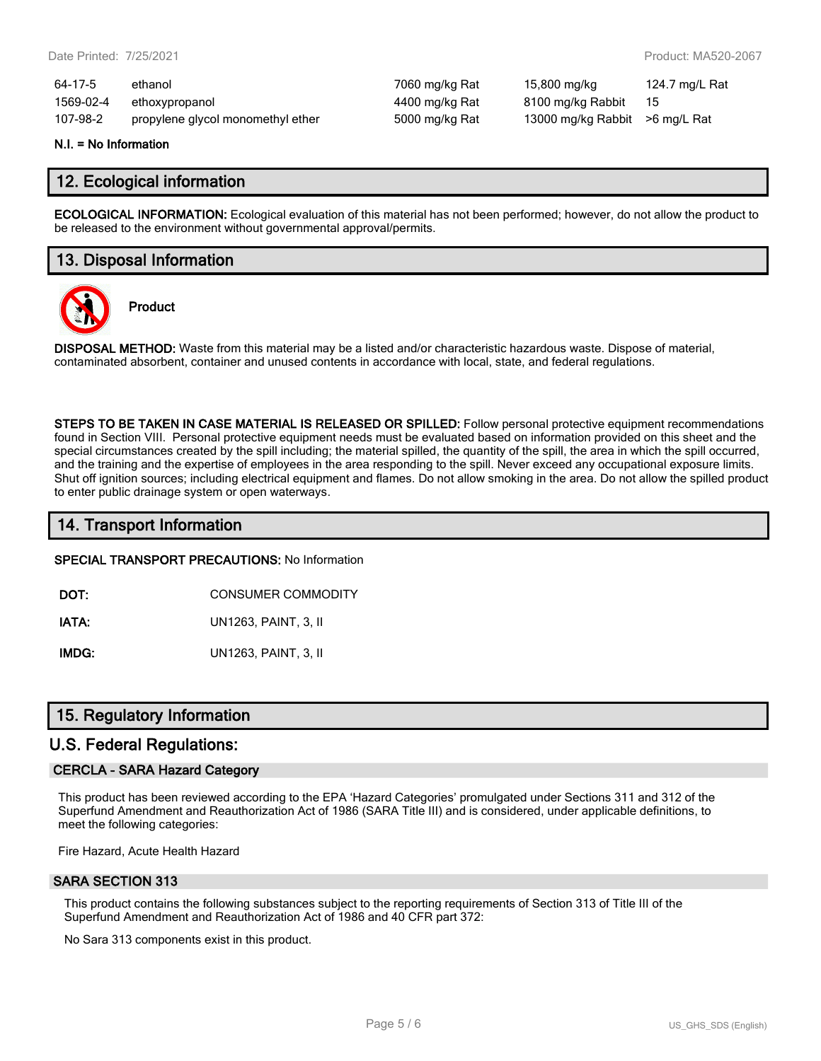| | | | | |
|---|---|---|---|---|
| 64-17-5 | ethanol | 7060 mg/kg Rat | 15,800 mg/kg | 124.7 mg/L Rat |
| 1569-02-4 | ethoxypropanol | 4400 mg/kg Rat | 8100 mg/kg Rabbit | 15 |
| 107-98-2 | propylene glycol monomethyl ether | 5000 mg/kg Rat | 13000 mg/kg Rabbit | >6 mg/L Rat |

**N.I. = No Information**

## 12. Ecological information

**ECOLOGICAL INFORMATION:** Ecological evaluation of this material has not been performed; however, do not allow the product to be released to the environment without governmental approval/permits.

## 13. Disposal Information

**Product**

**DISPOSAL METHOD:** Waste from this material may be a listed and/or characteristic hazardous waste. Dispose of material, contaminated absorbent, container and unused contents in accordance with local, state, and federal regulations.

**STEPS TO BE TAKEN IN CASE MATERIAL IS RELEASED OR SPILLED:** Follow personal protective equipment recommendations found in Section VIII. Personal protective equipment needs must be evaluated based on information provided on this sheet and the special circumstances created by the spill including; the material spilled, the quantity of the spill, the area in which the spill occurred, and the training and the expertise of employees in the area responding to the spill. Never exceed any occupational exposure limits. Shut off ignition sources; including electrical equipment and flames. Do not allow smoking in the area. Do not allow the spilled product to enter public drainage system or open waterways.

## 14. Transport Information

**SPECIAL TRANSPORT PRECAUTIONS:** No Information

**DOT:** CONSUMER COMMODITY

**IATA:** UN1263, PAINT, 3, II

**IMDG:** UN1263, PAINT, 3, II

## 15. Regulatory Information

## U.S. Federal Regulations:

### CERCLA - SARA Hazard Category

This product has been reviewed according to the EPA 'Hazard Categories' promulgated under Sections 311 and 312 of the Superfund Amendment and Reauthorization Act of 1986 (SARA Title III) and is considered, under applicable definitions, to meet the following categories:

Fire Hazard, Acute Health Hazard

### SARA SECTION 313

This product contains the following substances subject to the reporting requirements of Section 313 of Title III of the Superfund Amendment and Reauthorization Act of 1986 and 40 CFR part 372:

No Sara 313 components exist in this product.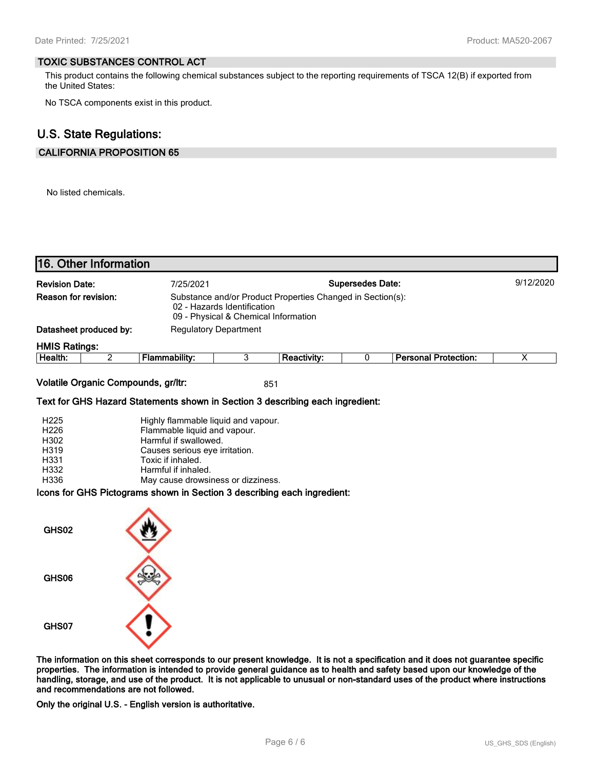## TOXIC SUBSTANCES CONTROL ACT

This product contains the following chemical substances subject to the reporting requirements of TSCA 12(B) if exported from the United States:

No TSCA components exist in this product.

## U.S. State Regulations:

### CALIFORNIA PROPOSITION 65

No listed chemicals.

# 16. Other Information

**Revision Date:** 7/25/2021 **Supersedes Date:** 9/12/2020

**Reason for revision:** Substance and/or Product Properties Changed in Section(s):
02 - Hazards Identification
09 - Physical & Chemical Information

**Datasheet produced by:** Regulatory Department

**HMIS Ratings:**

| | | | | | | | |
|---|---|---|---|---|---|---|---|
| **Health:** | 2 | **Flammability:** | 3 | **Reactivity:** | 0 | **Personal Protection:** | X |

**Volatile Organic Compounds, gr/ltr:** 851

**Text for GHS Hazard Statements shown in Section 3 describing each ingredient:**

| | |
|---|---|
| H225 | Highly flammable liquid and vapour. |
| H226 | Flammable liquid and vapour. |
| H302 | Harmful if swallowed. |
| H319 | Causes serious eye irritation. |
| H331 | Toxic if inhaled. |
| H332 | Harmful if inhaled. |
| H336 | May cause drowsiness or dizziness. |

**Icons for GHS Pictograms shown in Section 3 describing each ingredient:**

GHS02

GHS06

GHS07

**The information on this sheet corresponds to our present knowledge. It is not a specification and it does not guarantee specific properties. The information is intended to provide general guidance as to health and safety based upon our knowledge of the handling, storage, and use of the product. It is not applicable to unusual or non-standard uses of the product where instructions and recommendations are not followed.**

**Only the original U.S. - English version is authoritative.**